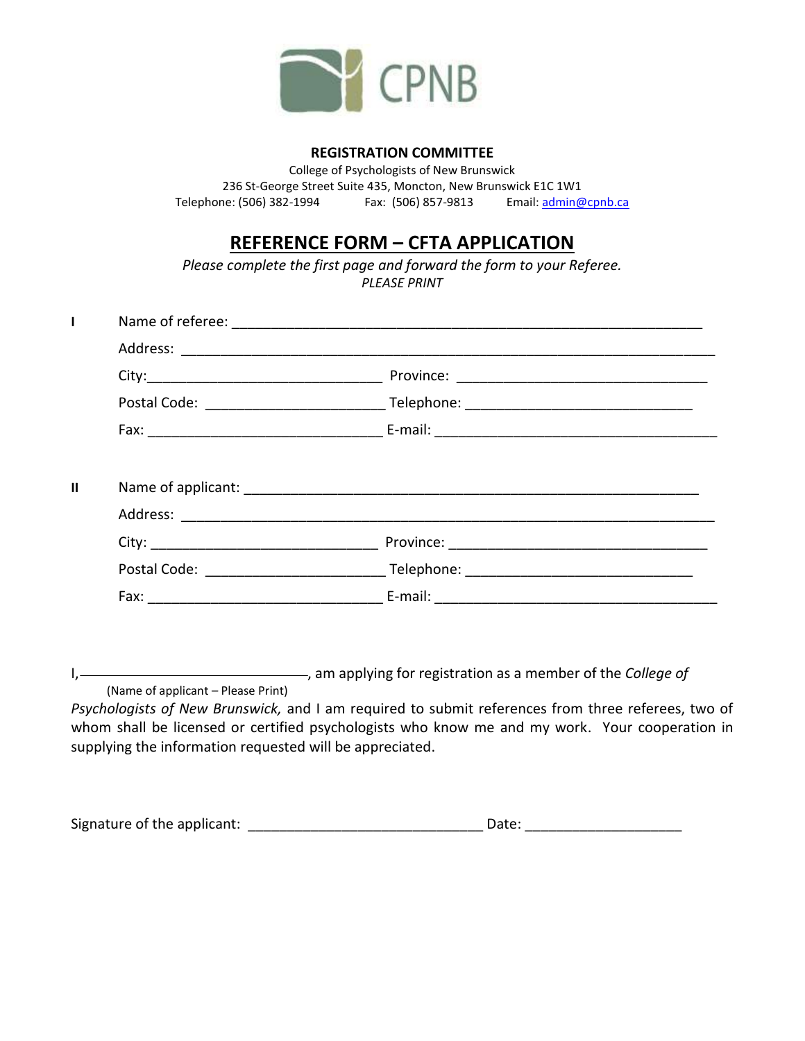CPNB

**REGISTRATION COMMITTEE**

College of Psychologists of New Brunswick
236 St-George Street Suite 435, Moncton, New Brunswick E1C 1W1
Telephone: (506) 382-1994 Fax: (506) 857-9813 Email: admin@cpnb.ca

# REFERENCE FORM – CFTA APPLICATION

*Please complete the first page and forward the form to your Referee.*
*PLEASE PRINT*

**I** Name of referee: ___________________________________________

Address: ___________________________________________

City: ______________________ Province: ______________________

Postal Code: __________________ Telephone: ______________________

Fax: ______________________ E-mail: __________________________

**II** Name of applicant: ___________________________________________

Address: ___________________________________________

City: ______________________ Province: ______________________

Postal Code: __________________ Telephone: ______________________

Fax: ______________________ E-mail: __________________________

I, ______________________, am applying for registration as a member of the *College of*
(Name of applicant – Please Print)
*Psychologists of New Brunswick,* and I am required to submit references from three referees, two of whom shall be licensed or certified psychologists who know me and my work. Your cooperation in supplying the information requested will be appreciated.

Signature of the applicant: ______________________ Date: ______________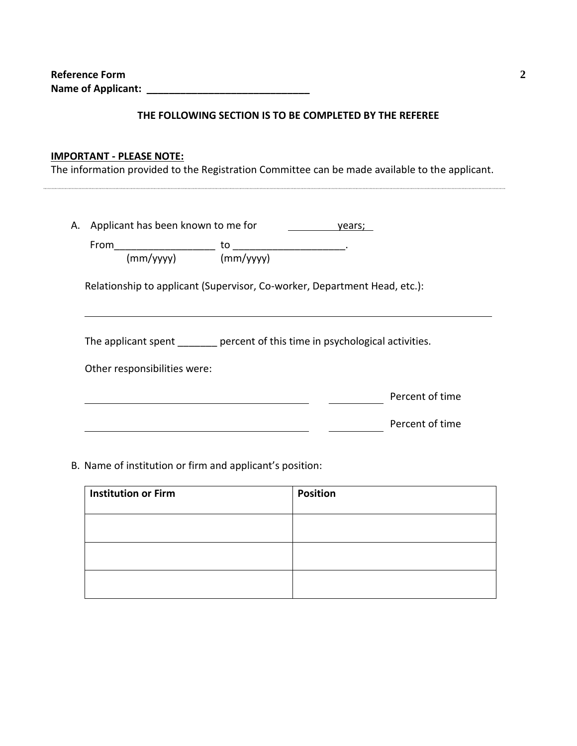**Reference Form**
**Name of Applicant: ______________________________**

**THE FOLLOWING SECTION IS TO BE COMPLETED BY THE REFEREE**

**IMPORTANT - PLEASE NOTE:**
The information provided to the Registration Committee can be made available to the applicant.

---

A. Applicant has been known to me for __________ years;

From__________________ to ____________________.
(mm/yyyy) (mm/yyyy)

Relationship to applicant (Supervisor, Co-worker, Department Head, etc.):

______________________________________________________________________

The applicant spent _______ percent of this time in psychological activities.

Other responsibilities were:

________________________________________ __________ Percent of time

________________________________________ __________ Percent of time

B. Name of institution or firm and applicant's position:

| Institution or Firm | Position |
|---|---|
| | |
| | |
| | |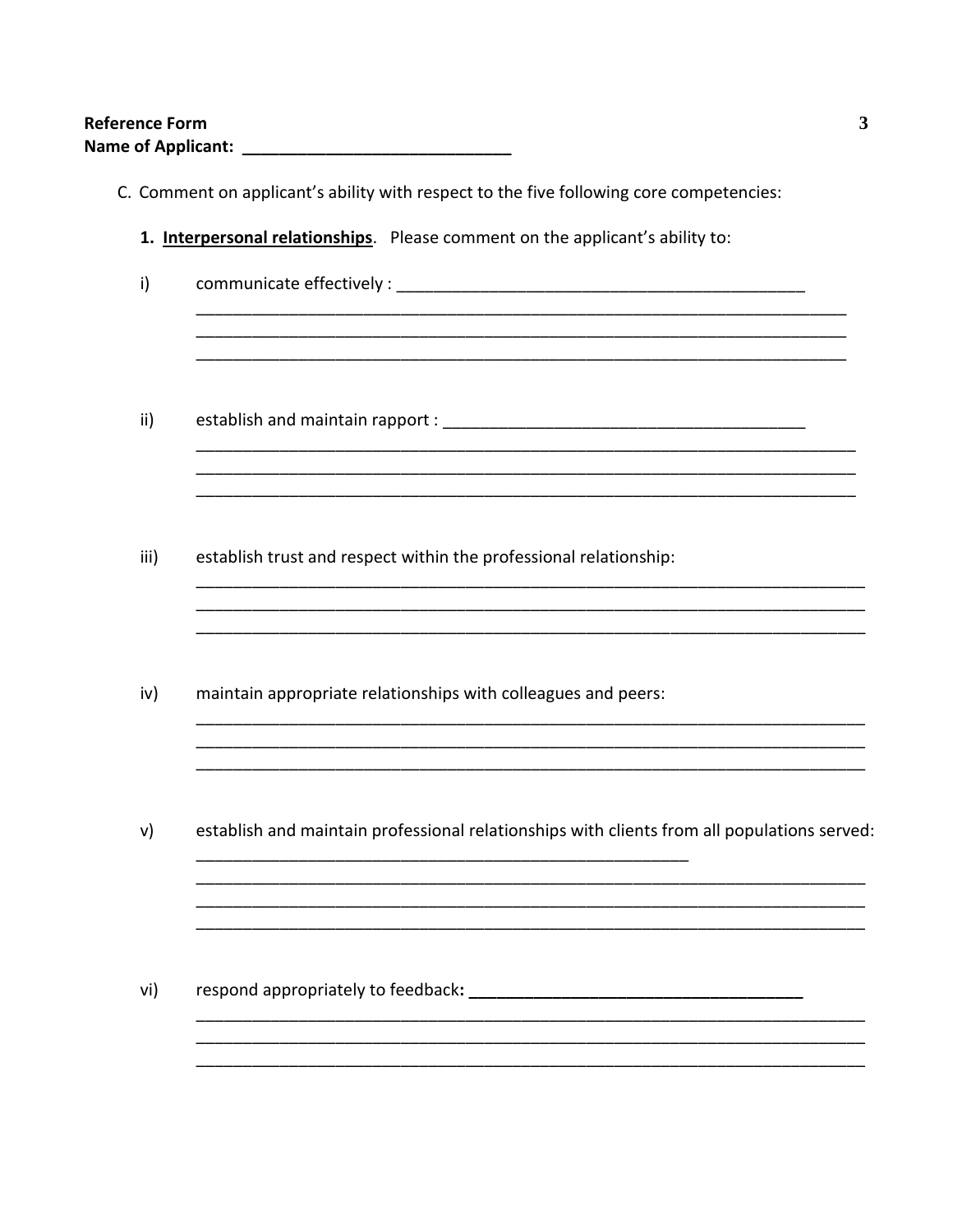**Reference Form**
**Name of Applicant: ____________________________**

C. Comment on applicant's ability with respect to the five following core competencies:

**1. <u>Interpersonal relationships</u>**. Please comment on the applicant's ability to:

i) communicate effectively : ____________________________________________
________________________________________________________________________
________________________________________________________________________
________________________________________________________________________

ii) establish and maintain rapport : _______________________________________
________________________________________________________________________
________________________________________________________________________
________________________________________________________________________

iii) establish trust and respect within the professional relationship:
________________________________________________________________________
________________________________________________________________________
________________________________________________________________________

iv) maintain appropriate relationships with colleagues and peers:
________________________________________________________________________
________________________________________________________________________
________________________________________________________________________

v) establish and maintain professional relationships with clients from all populations served:
_____________________________________________________
________________________________________________________________________
________________________________________________________________________
________________________________________________________________________

vi) respond appropriately to feedback**: ____________________________________**
________________________________________________________________________
________________________________________________________________________
________________________________________________________________________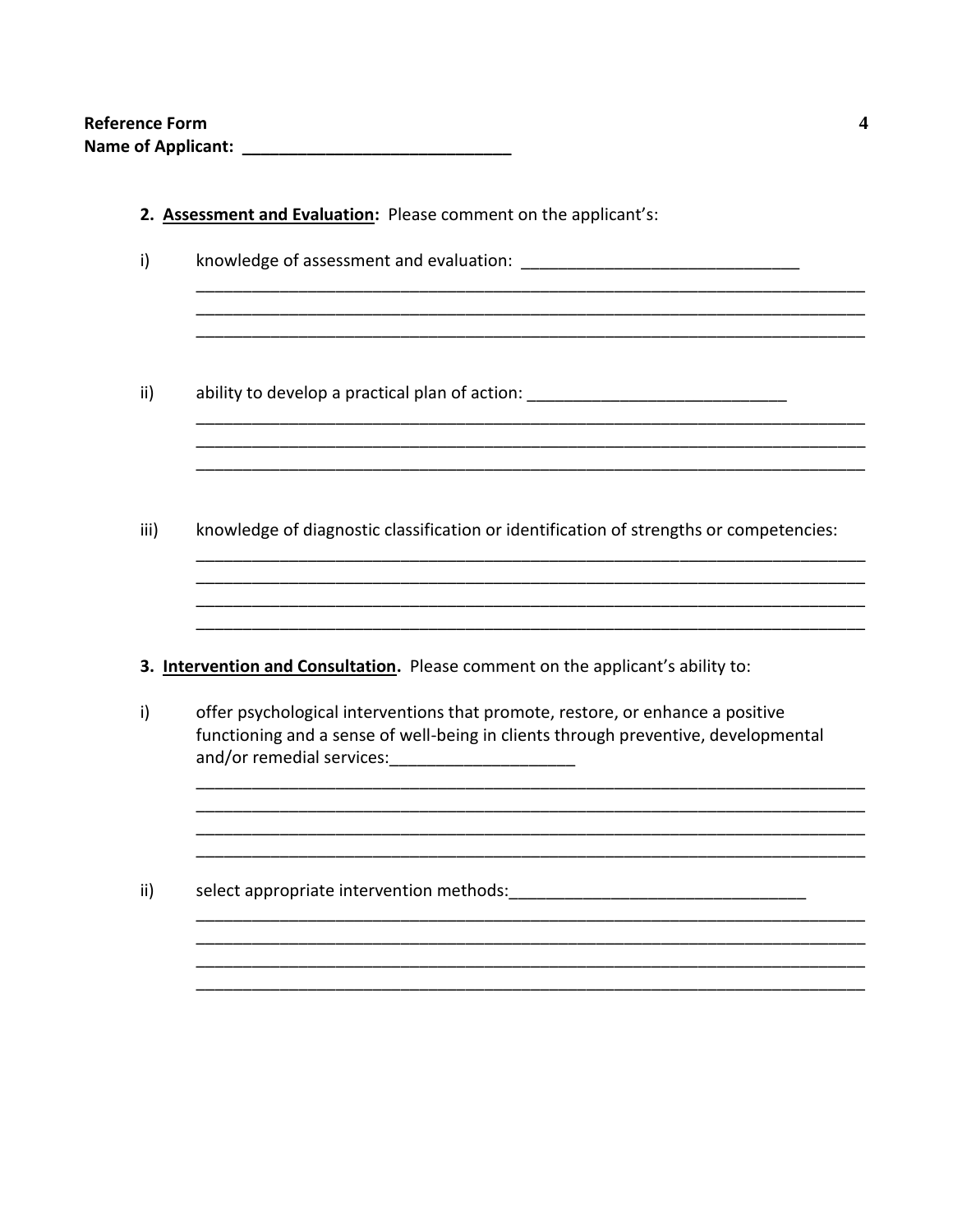**Reference Form**
**Name of Applicant: _____________________________**

**2. <u>Assessment and Evaluation</u>:** Please comment on the applicant's:

i) knowledge of assessment and evaluation: ______________________________
___________________________________________________________________________
___________________________________________________________________________
___________________________________________________________________________

ii) ability to develop a practical plan of action: ____________________________
___________________________________________________________________________
___________________________________________________________________________
___________________________________________________________________________

iii) knowledge of diagnostic classification or identification of strengths or competencies:
___________________________________________________________________________
___________________________________________________________________________
___________________________________________________________________________
___________________________________________________________________________

**3. <u>Intervention and Consultation</u>.** Please comment on the applicant's ability to:

i) offer psychological interventions that promote, restore, or enhance a positive functioning and a sense of well-being in clients through preventive, developmental and/or remedial services:____________________
___________________________________________________________________________
___________________________________________________________________________
___________________________________________________________________________
___________________________________________________________________________

ii) select appropriate intervention methods:________________________________
___________________________________________________________________________
___________________________________________________________________________
___________________________________________________________________________
___________________________________________________________________________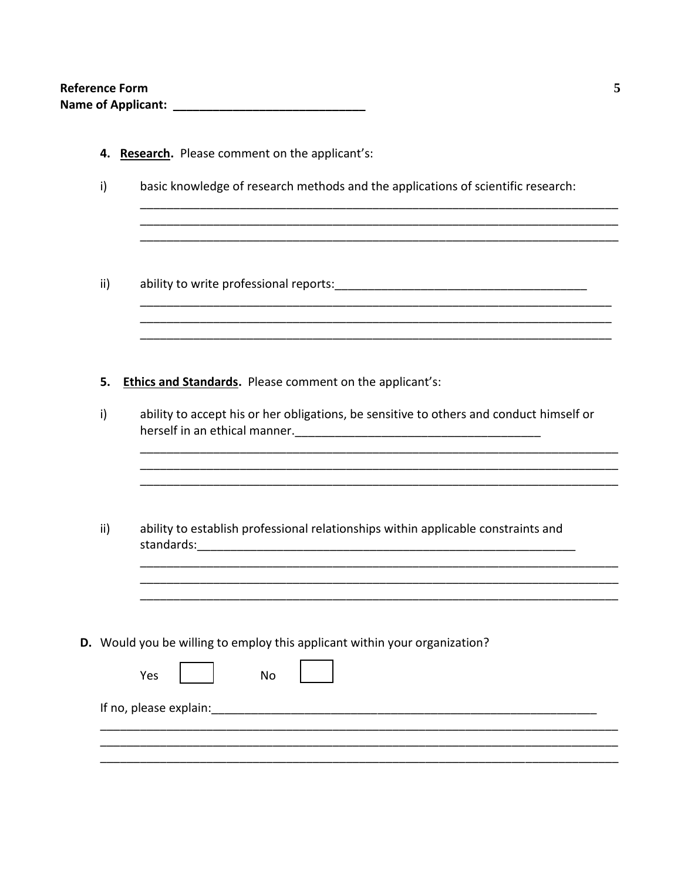**Reference Form**
**Name of Applicant: ______________________________**

4. **Research.** Please comment on the applicant's:

i) basic knowledge of research methods and the applications of scientific research:
___________________________________________________________________________
___________________________________________________________________________
___________________________________________________________________________

ii) ability to write professional reports:_______________________________________
___________________________________________________________________________
___________________________________________________________________________
___________________________________________________________________________

5. **Ethics and Standards.** Please comment on the applicant's:

i) ability to accept his or her obligations, be sensitive to others and conduct himself or herself in an ethical manner._____________________________________
___________________________________________________________________________
___________________________________________________________________________
___________________________________________________________________________

ii) ability to establish professional relationships within applicable constraints and standards:_____________________________________________________________
___________________________________________________________________________
___________________________________________________________________________
___________________________________________________________________________

**D.** Would you be willing to employ this applicant within your organization?

Yes ☐ No ☐

If no, please explain:______________________________________________________________
_______________________________________________________________________________
_______________________________________________________________________________
_______________________________________________________________________________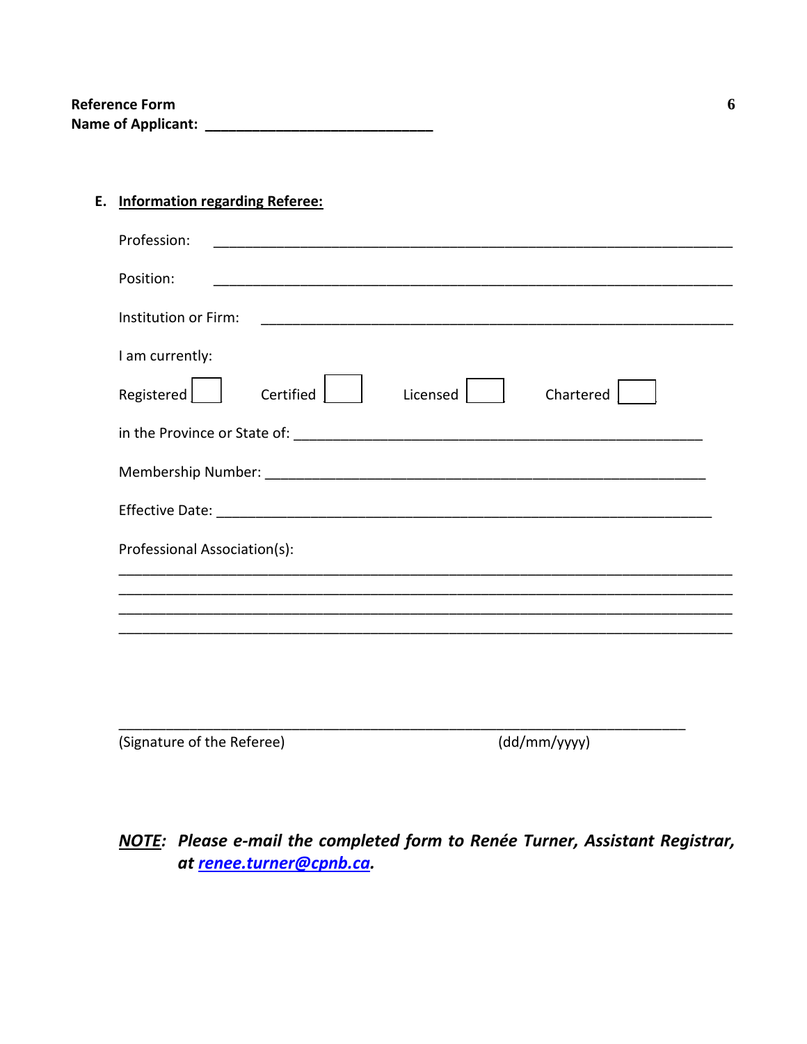**Reference Form**
**Name of Applicant: ______________________________**

**E. Information regarding Referee:**

Profession: ____________________________________________________________________

Position: ____________________________________________________________________

Institution or Firm: _______________________________________________________________

I am currently:

Registered ☐ Certified ☐ Licensed ☐ Chartered ☐

in the Province or State of: _____________________________________________________

Membership Number: ________________________________________________________

Effective Date: ______________________________________________________________

Professional Association(s):

________________________________________________________________________________
________________________________________________________________________________
________________________________________________________________________________
________________________________________________________________________________

________________________________________________________________________________
(Signature of the Referee) (dd/mm/yyyy)

***NOTE:* Please e-mail the completed form to Renée Turner, Assistant Registrar, at [renee.turner@cpnb.ca](mailto:renee.turner@cpnb.ca).**